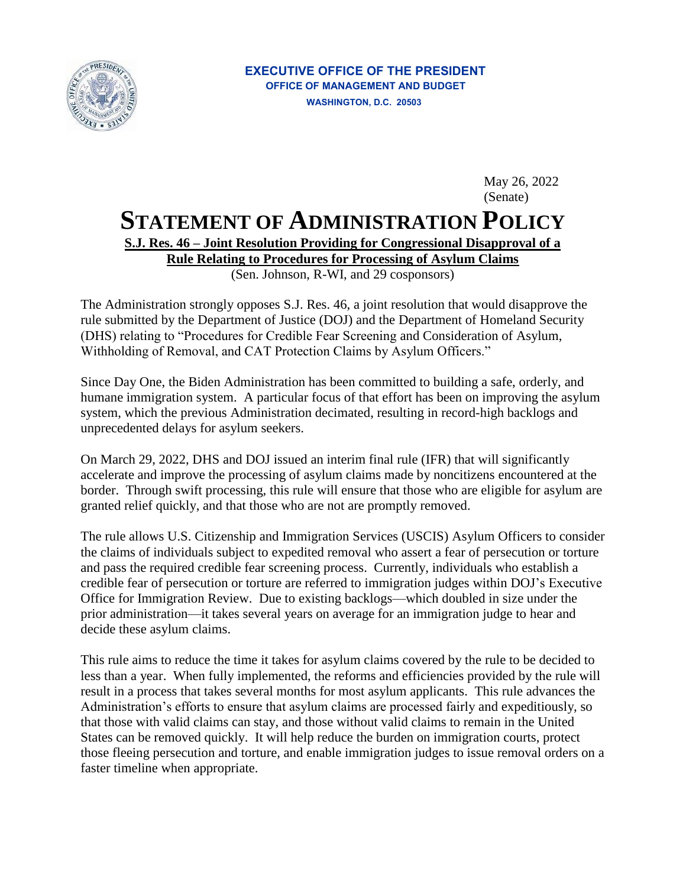**EXECUTIVE OFFICE OF THE PRESIDENT**
**OFFICE OF MANAGEMENT AND BUDGET**
**WASHINGTON, D.C. 20503**

May 26, 2022
(Senate)

# STATEMENT OF ADMINISTRATION POLICY

**S.J. Res. 46 – Joint Resolution Providing for Congressional Disapproval of a Rule Relating to Procedures for Processing of Asylum Claims**
(Sen. Johnson, R-WI, and 29 cosponsors)

The Administration strongly opposes S.J. Res. 46, a joint resolution that would disapprove the rule submitted by the Department of Justice (DOJ) and the Department of Homeland Security (DHS) relating to "Procedures for Credible Fear Screening and Consideration of Asylum, Withholding of Removal, and CAT Protection Claims by Asylum Officers."

Since Day One, the Biden Administration has been committed to building a safe, orderly, and humane immigration system. A particular focus of that effort has been on improving the asylum system, which the previous Administration decimated, resulting in record-high backlogs and unprecedented delays for asylum seekers.

On March 29, 2022, DHS and DOJ issued an interim final rule (IFR) that will significantly accelerate and improve the processing of asylum claims made by noncitizens encountered at the border. Through swift processing, this rule will ensure that those who are eligible for asylum are granted relief quickly, and that those who are not are promptly removed.

The rule allows U.S. Citizenship and Immigration Services (USCIS) Asylum Officers to consider the claims of individuals subject to expedited removal who assert a fear of persecution or torture and pass the required credible fear screening process. Currently, individuals who establish a credible fear of persecution or torture are referred to immigration judges within DOJ's Executive Office for Immigration Review. Due to existing backlogs—which doubled in size under the prior administration—it takes several years on average for an immigration judge to hear and decide these asylum claims.

This rule aims to reduce the time it takes for asylum claims covered by the rule to be decided to less than a year. When fully implemented, the reforms and efficiencies provided by the rule will result in a process that takes several months for most asylum applicants. This rule advances the Administration's efforts to ensure that asylum claims are processed fairly and expeditiously, so that those with valid claims can stay, and those without valid claims to remain in the United States can be removed quickly. It will help reduce the burden on immigration courts, protect those fleeing persecution and torture, and enable immigration judges to issue removal orders on a faster timeline when appropriate.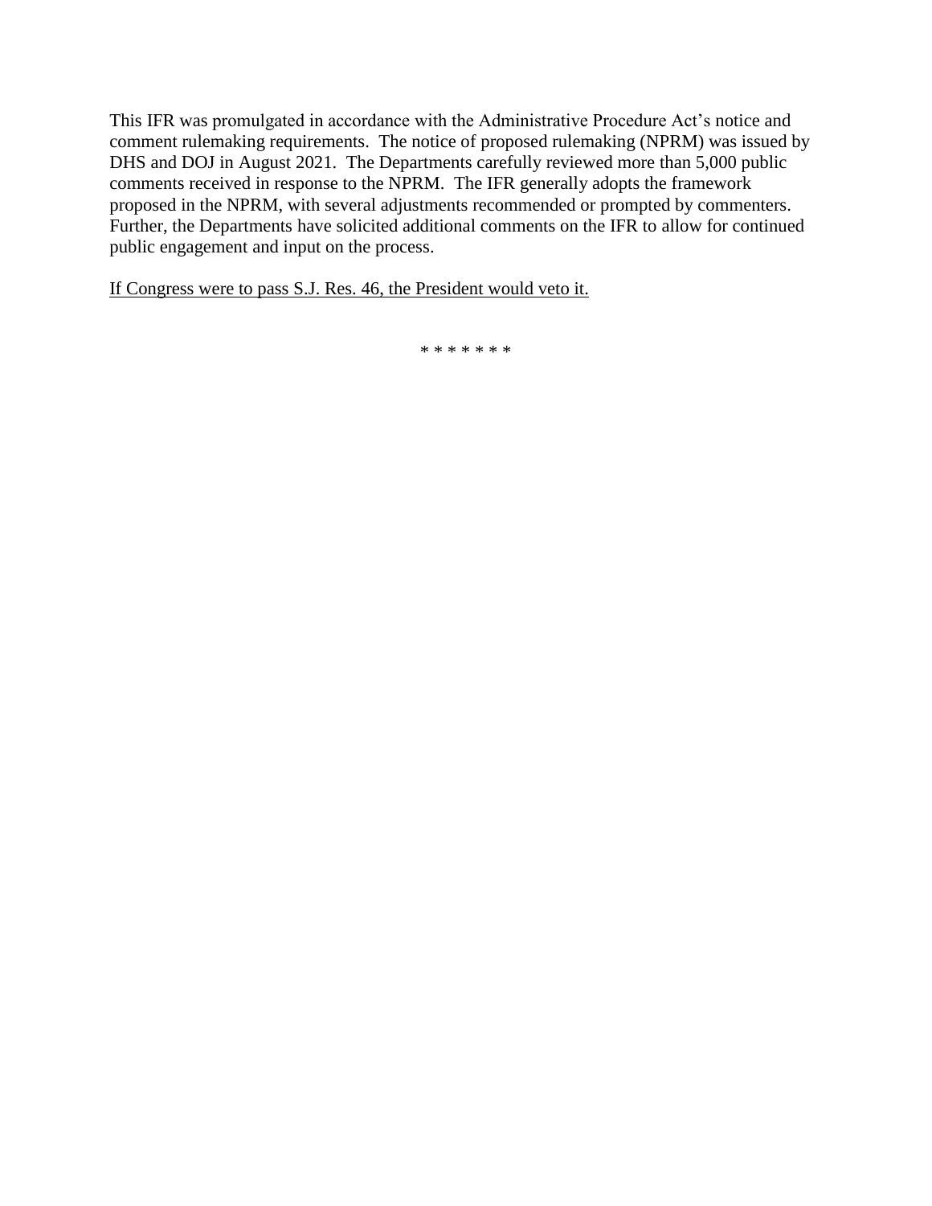This IFR was promulgated in accordance with the Administrative Procedure Act's notice and comment rulemaking requirements. The notice of proposed rulemaking (NPRM) was issued by DHS and DOJ in August 2021. The Departments carefully reviewed more than 5,000 public comments received in response to the NPRM. The IFR generally adopts the framework proposed in the NPRM, with several adjustments recommended or prompted by commenters. Further, the Departments have solicited additional comments on the IFR to allow for continued public engagement and input on the process.

<u>If Congress were to pass S.J. Res. 46, the President would veto it.</u>

* * * * * * *